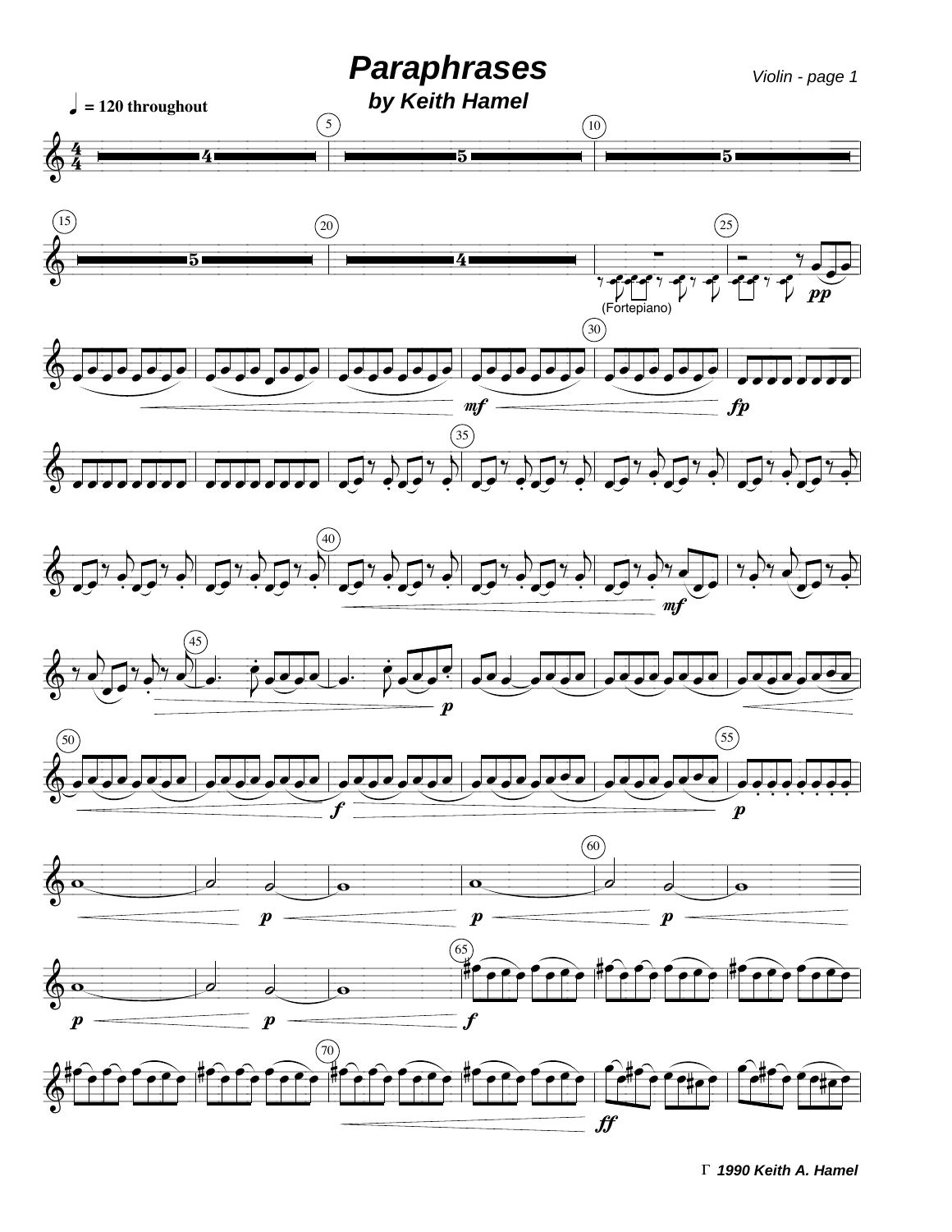# Paraphrases

## by Keith Hamel

Violin - page 1

♩ = 120 throughout

(Fortepiano)

Γ 1990 Keith A. Hamel